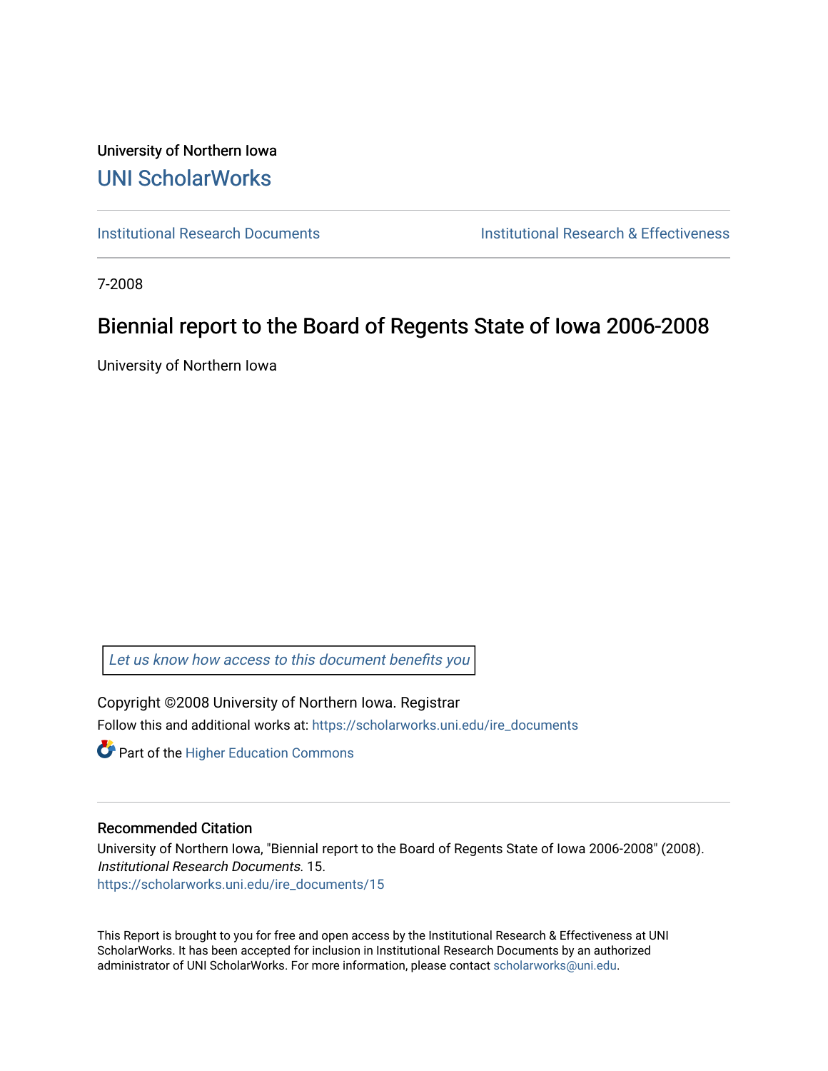University of Northern Iowa

# UNI ScholarWorks

Institutional Research Documents | Institutional Research & Effectiveness

7-2008

## Biennial report to the Board of Regents State of Iowa 2006-2008

University of Northern Iowa

*Let us know how access to this document benefits you*

Copyright ©2008 University of Northern Iowa. Registrar

Follow this and additional works at: https://scholarworks.uni.edu/ire_documents

Part of the Higher Education Commons

### Recommended Citation

University of Northern Iowa, "Biennial report to the Board of Regents State of Iowa 2006-2008" (2008). *Institutional Research Documents*. 15.
https://scholarworks.uni.edu/ire_documents/15

This Report is brought to you for free and open access by the Institutional Research & Effectiveness at UNI ScholarWorks. It has been accepted for inclusion in Institutional Research Documents by an authorized administrator of UNI ScholarWorks. For more information, please contact scholarworks@uni.edu.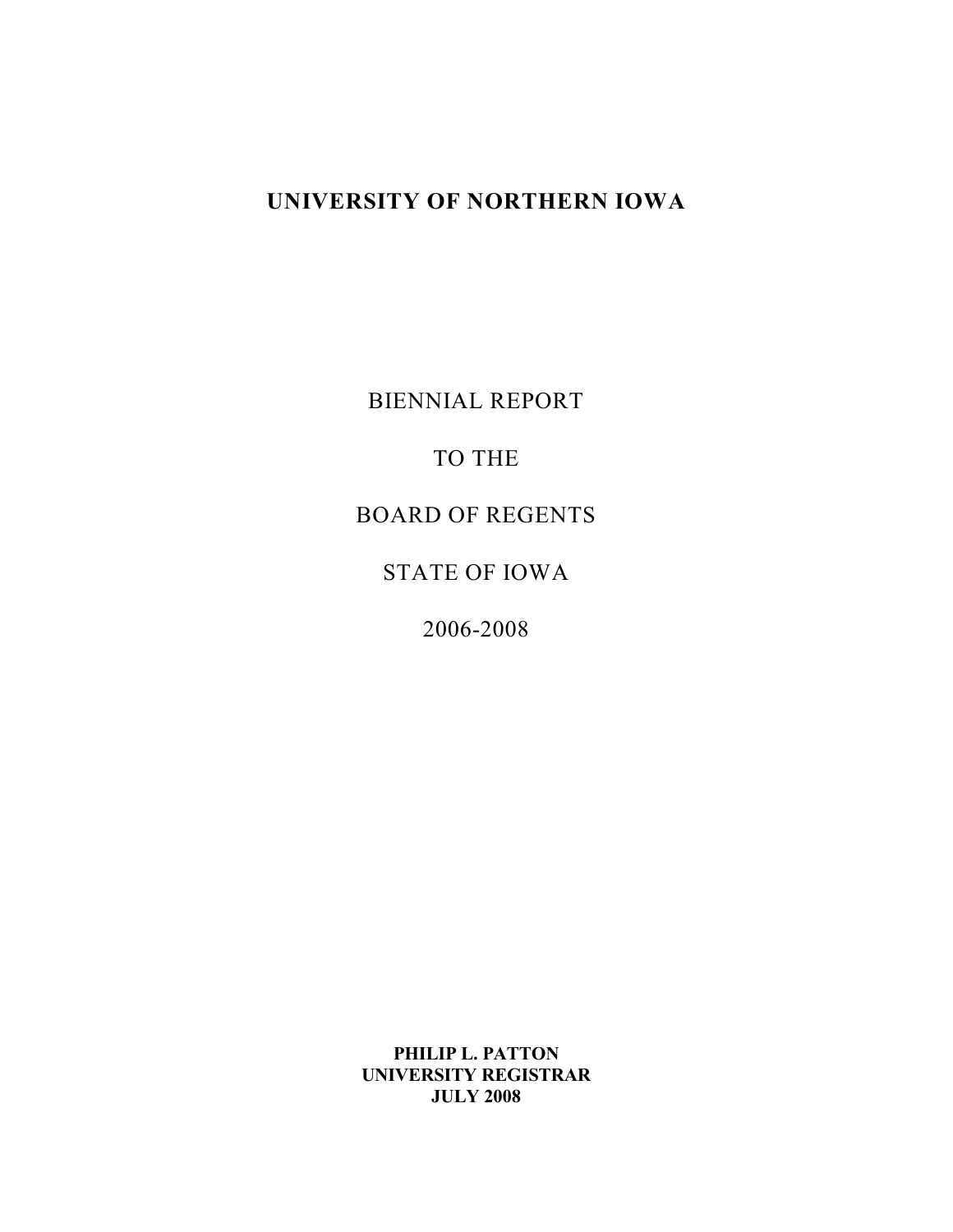# UNIVERSITY OF NORTHERN IOWA

BIENNIAL REPORT

TO THE

BOARD OF REGENTS

STATE OF IOWA

2006-2008

**PHILIP L. PATTON**
**UNIVERSITY REGISTRAR**
**JULY 2008**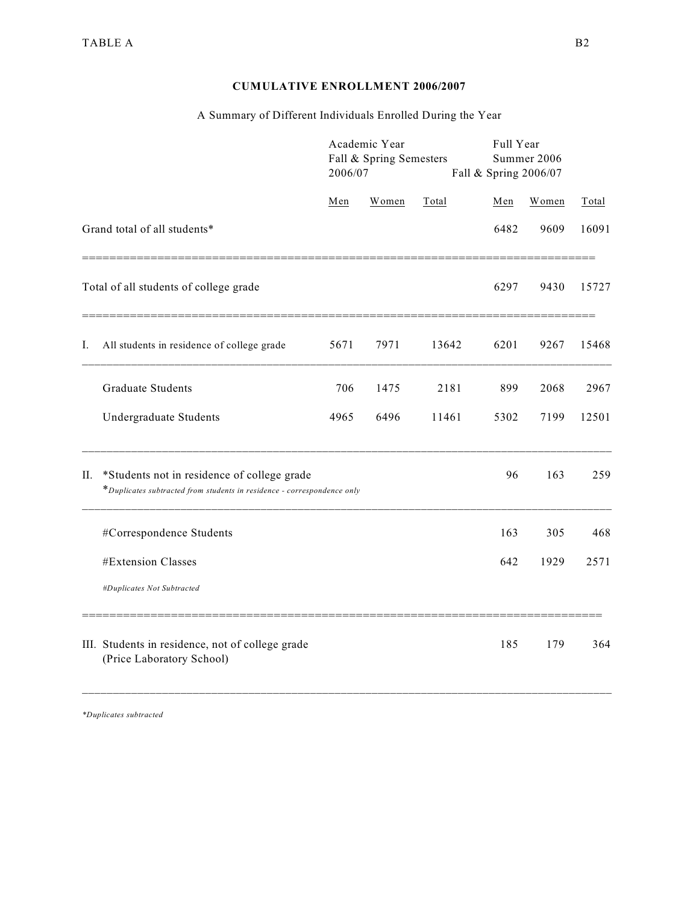TABLE A

## CUMULATIVE ENROLLMENT 2006/2007

A Summary of Different Individuals Enrolled During the Year

| | Academic Year Fall & Spring Semesters 2006/07 | | | Full Year Summer 2006 Fall & Spring 2006/07 | | |
|---|---|---|---|---|---|---|
| | Men | Women | Total | Men | Women | Total |
| Grand total of all students* | | | | 6482 | 9609 | 16091 |
| Total of all students of college grade | | | | 6297 | 9430 | 15727 |
| I. All students in residence of college grade | 5671 | 7971 | 13642 | 6201 | 9267 | 15468 |
| Graduate Students | 706 | 1475 | 2181 | 899 | 2068 | 2967 |
| Undergraduate Students | 4965 | 6496 | 11461 | 5302 | 7199 | 12501 |
| II. *Students not in residence of college grade *Duplicates subtracted from students in residence - correspondence only* | | | | 96 | 163 | 259 |
| #Correspondence Students | | | | 163 | 305 | 468 |
| #Extension Classes *#Duplicates Not Subtracted* | | | | 642 | 1929 | 2571 |
| III. Students in residence, not of college grade (Price Laboratory School) | | | | 185 | 179 | 364 |

*\*Duplicates subtracted*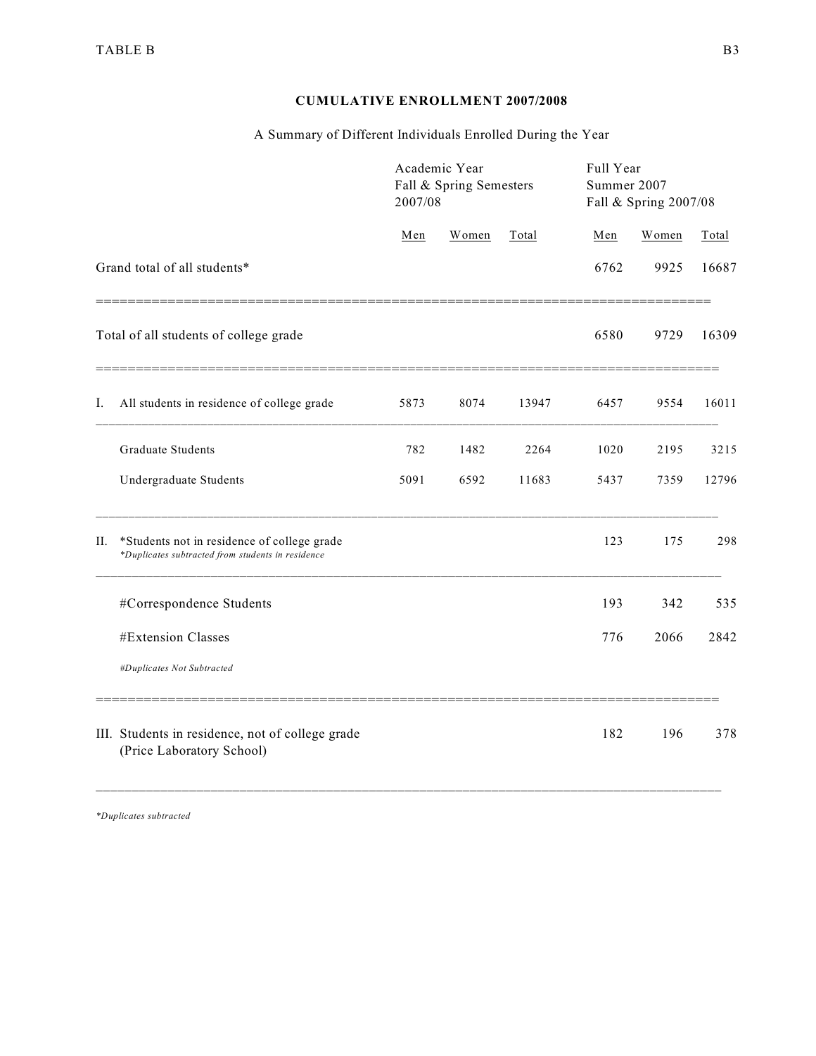## CUMULATIVE ENROLLMENT 2007/2008

A Summary of Different Individuals Enrolled During the Year

| | Academic Year Fall & Spring Semesters 2007/08 | | | Full Year Summer 2007 Fall & Spring 2007/08 | | |
|---|---|---|---|---|---|---|
| | Men | Women | Total | Men | Women | Total |
| Grand total of all students* | | | | 6762 | 9925 | 16687 |
| Total of all students of college grade | | | | 6580 | 9729 | 16309 |
| I. All students in residence of college grade | 5873 | 8074 | 13947 | 6457 | 9554 | 16011 |
| Graduate Students | 782 | 1482 | 2264 | 1020 | 2195 | 3215 |
| Undergraduate Students | 5091 | 6592 | 11683 | 5437 | 7359 | 12796 |
| II. *Students not in residence of college grade *\*Duplicates subtracted from students in residence* | | | | 123 | 175 | 298 |
| #Correspondence Students | | | | 193 | 342 | 535 |
| #Extension Classes | | | | 776 | 2066 | 2842 |
| *#Duplicates Not Subtracted* | | | | | | |
| III. Students in residence, not of college grade (Price Laboratory School) | | | | 182 | 196 | 378 |

*\*Duplicates subtracted*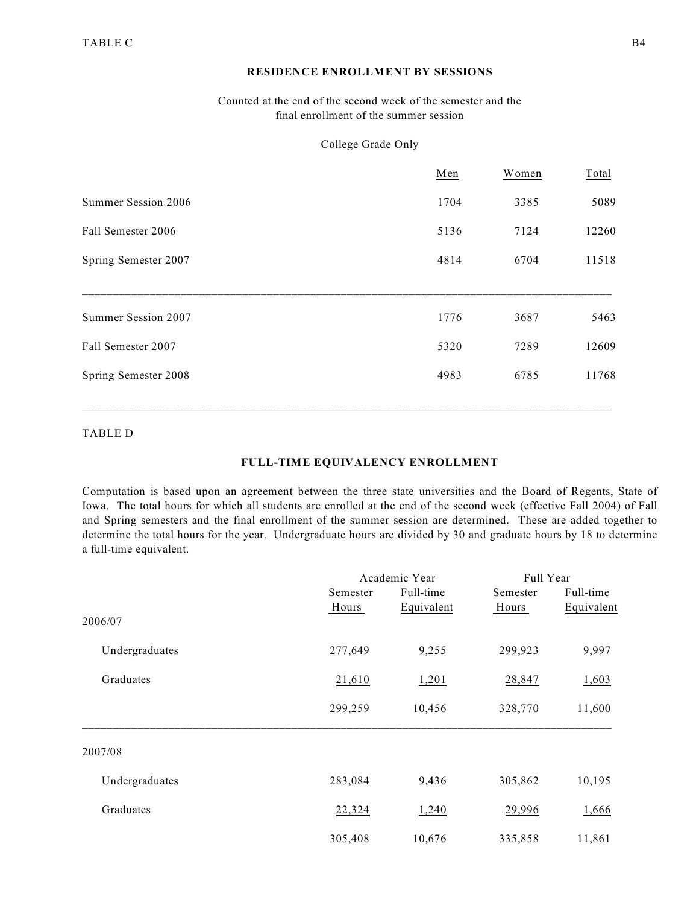TABLE C

## RESIDENCE ENROLLMENT BY SESSIONS

Counted at the end of the second week of the semester and the final enrollment of the summer session

College Grade Only

| | Men | Women | Total |
|---|---|---|---|
| Summer Session 2006 | 1704 | 3385 | 5089 |
| Fall Semester 2006 | 5136 | 7124 | 12260 |
| Spring Semester 2007 | 4814 | 6704 | 11518 |
| Summer Session 2007 | 1776 | 3687 | 5463 |
| Fall Semester 2007 | 5320 | 7289 | 12609 |
| Spring Semester 2008 | 4983 | 6785 | 11768 |

TABLE D

## FULL-TIME EQUIVALENCY ENROLLMENT

Computation is based upon an agreement between the three state universities and the Board of Regents, State of Iowa. The total hours for which all students are enrolled at the end of the second week (effective Fall 2004) of Fall and Spring semesters and the final enrollment of the summer session are determined. These are added together to determine the total hours for the year. Undergraduate hours are divided by 30 and graduate hours by 18 to determine a full-time equivalent.

| | Academic Year | | Full Year | |
|---|---|---|---|---|
| | Semester Hours | Full-time Equivalent | Semester Hours | Full-time Equivalent |
| **2006/07** | | | | |
| Undergraduates | 277,649 | 9,255 | 299,923 | 9,997 |
| Graduates | 21,610 | 1,201 | 28,847 | 1,603 |
| | 299,259 | 10,456 | 328,770 | 11,600 |
| **2007/08** | | | | |
| Undergraduates | 283,084 | 9,436 | 305,862 | 10,195 |
| Graduates | 22,324 | 1,240 | 29,996 | 1,666 |
| | 305,408 | 10,676 | 335,858 | 11,861 |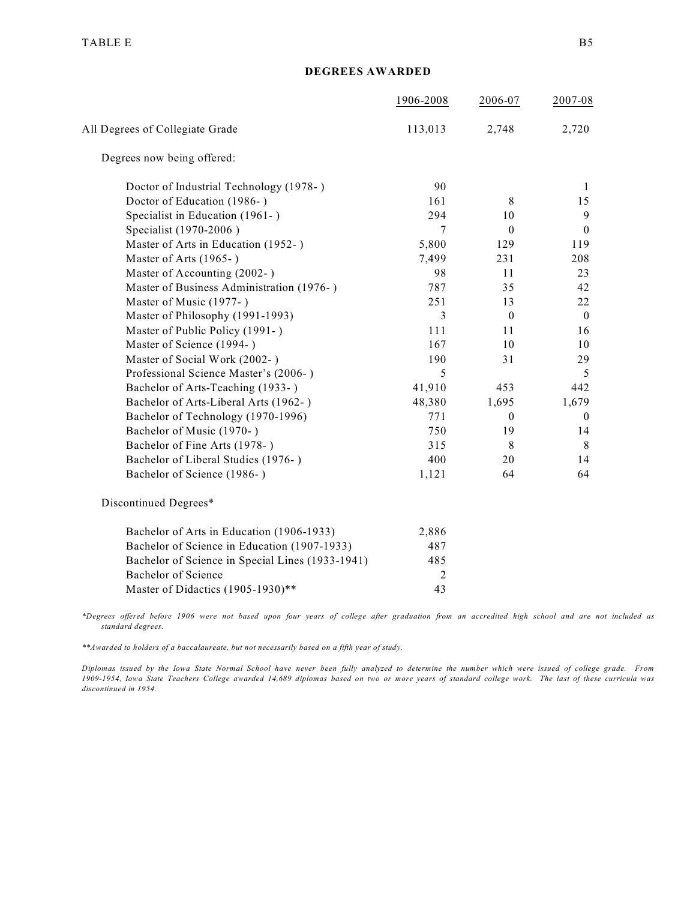TABLE E

## DEGREES AWARDED

| | 1906-2008 | 2006-07 | 2007-08 |
|---|---|---|---|
| All Degrees of Collegiate Grade | 113,013 | 2,748 | 2,720 |
| Degrees now being offered: | | | |
| Doctor of Industrial Technology (1978- ) | 90 | | 1 |
| Doctor of Education (1986- ) | 161 | 8 | 15 |
| Specialist in Education (1961- ) | 294 | 10 | 9 |
| Specialist (1970-2006 ) | 7 | 0 | 0 |
| Master of Arts in Education (1952- ) | 5,800 | 129 | 119 |
| Master of Arts (1965- ) | 7,499 | 231 | 208 |
| Master of Accounting (2002- ) | 98 | 11 | 23 |
| Master of Business Administration (1976- ) | 787 | 35 | 42 |
| Master of Music (1977- ) | 251 | 13 | 22 |
| Master of Philosophy (1991-1993) | 3 | 0 | 0 |
| Master of Public Policy (1991- ) | 111 | 11 | 16 |
| Master of Science (1994- ) | 167 | 10 | 10 |
| Master of Social Work (2002- ) | 190 | 31 | 29 |
| Professional Science Master's (2006- ) | 5 | | 5 |
| Bachelor of Arts-Teaching (1933- ) | 41,910 | 453 | 442 |
| Bachelor of Arts-Liberal Arts (1962- ) | 48,380 | 1,695 | 1,679 |
| Bachelor of Technology (1970-1996) | 771 | 0 | 0 |
| Bachelor of Music (1970- ) | 750 | 19 | 14 |
| Bachelor of Fine Arts (1978- ) | 315 | 8 | 8 |
| Bachelor of Liberal Studies (1976- ) | 400 | 20 | 14 |
| Bachelor of Science (1986- ) | 1,121 | 64 | 64 |
| Discontinued Degrees* | | | |
| Bachelor of Arts in Education (1906-1933) | 2,886 | | |
| Bachelor of Science in Education (1907-1933) | 487 | | |
| Bachelor of Science in Special Lines (1933-1941) | 485 | | |
| Bachelor of Science | 2 | | |
| Master of Didactics (1905-1930)** | 43 | | |

*\*Degrees offered before 1906 were not based upon four years of college after graduation from an accredited high school and are not included as standard degrees.*

*\*\*Awarded to holders of a baccalaureate, but not necessarily based on a fifth year of study.*

*Diplomas issued by the Iowa State Normal School have never been fully analyzed to determine the number which were issued of college grade. From 1909-1954, Iowa State Teachers College awarded 14,689 diplomas based on two or more years of standard college work. The last of these curricula was discontinued in 1954.*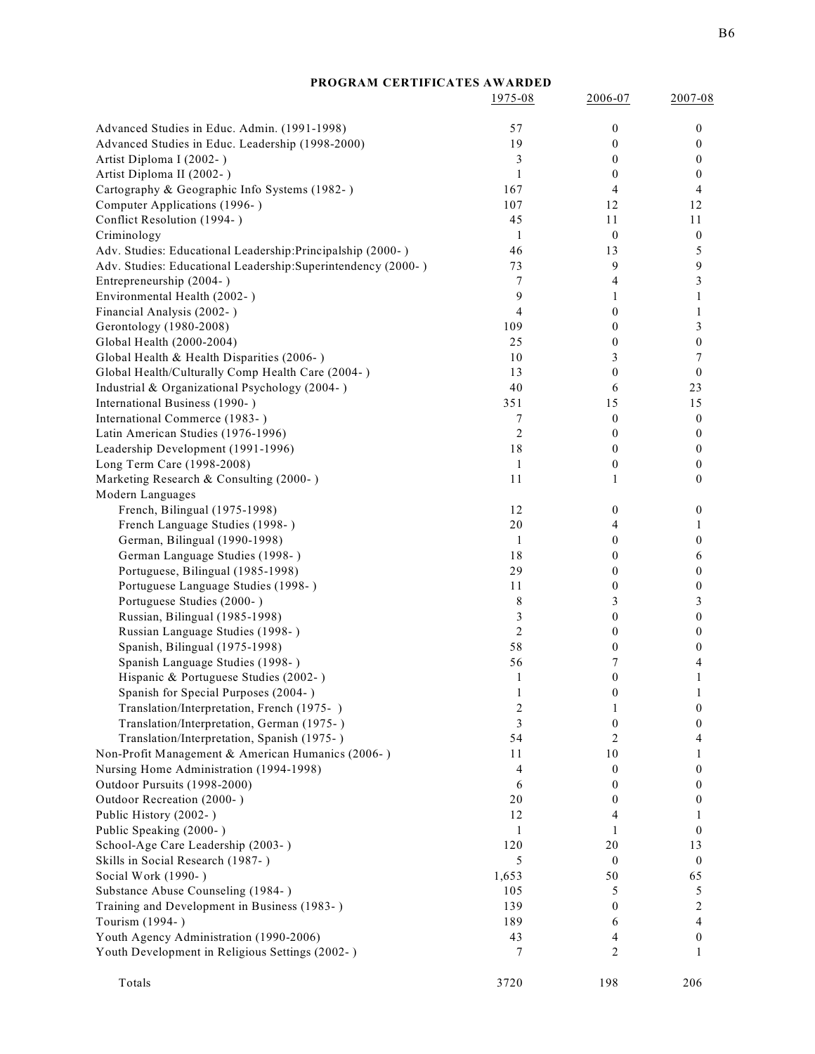## PROGRAM CERTIFICATES AWARDED

| | 1975-08 | 2006-07 | 2007-08 |
|---|---|---|---|
| Advanced Studies in Educ. Admin. (1991-1998) | 57 | 0 | 0 |
| Advanced Studies in Educ. Leadership (1998-2000) | 19 | 0 | 0 |
| Artist Diploma I (2002- ) | 3 | 0 | 0 |
| Artist Diploma II (2002- ) | 1 | 0 | 0 |
| Cartography & Geographic Info Systems (1982- ) | 167 | 4 | 4 |
| Computer Applications (1996- ) | 107 | 12 | 12 |
| Conflict Resolution (1994- ) | 45 | 11 | 11 |
| Criminology | 1 | 0 | 0 |
| Adv. Studies: Educational Leadership:Principalship (2000- ) | 46 | 13 | 5 |
| Adv. Studies: Educational Leadership:Superintendency (2000- ) | 73 | 9 | 9 |
| Entrepreneurship (2004- ) | 7 | 4 | 3 |
| Environmental Health (2002- ) | 9 | 1 | 1 |
| Financial Analysis (2002- ) | 4 | 0 | 1 |
| Gerontology (1980-2008) | 109 | 0 | 3 |
| Global Health (2000-2004) | 25 | 0 | 0 |
| Global Health & Health Disparities (2006- ) | 10 | 3 | 7 |
| Global Health/Culturally Comp Health Care (2004- ) | 13 | 0 | 0 |
| Industrial & Organizational Psychology (2004- ) | 40 | 6 | 23 |
| International Business (1990- ) | 351 | 15 | 15 |
| International Commerce (1983- ) | 7 | 0 | 0 |
| Latin American Studies (1976-1996) | 2 | 0 | 0 |
| Leadership Development (1991-1996) | 18 | 0 | 0 |
| Long Term Care (1998-2008) | 1 | 0 | 0 |
| Marketing Research & Consulting (2000- ) | 11 | 1 | 0 |
| Modern Languages | | | |
| French, Bilingual (1975-1998) | 12 | 0 | 0 |
| French Language Studies (1998- ) | 20 | 4 | 1 |
| German, Bilingual (1990-1998) | 1 | 0 | 0 |
| German Language Studies (1998- ) | 18 | 0 | 6 |
| Portuguese, Bilingual (1985-1998) | 29 | 0 | 0 |
| Portuguese Language Studies (1998- ) | 11 | 0 | 0 |
| Portuguese Studies (2000- ) | 8 | 3 | 3 |
| Russian, Bilingual (1985-1998) | 3 | 0 | 0 |
| Russian Language Studies (1998- ) | 2 | 0 | 0 |
| Spanish, Bilingual (1975-1998) | 58 | 0 | 0 |
| Spanish Language Studies (1998- ) | 56 | 7 | 4 |
| Hispanic & Portuguese Studies (2002- ) | 1 | 0 | 1 |
| Spanish for Special Purposes (2004- ) | 1 | 0 | 1 |
| Translation/Interpretation, French (1975- ) | 2 | 1 | 0 |
| Translation/Interpretation, German (1975- ) | 3 | 0 | 0 |
| Translation/Interpretation, Spanish (1975- ) | 54 | 2 | 4 |
| Non-Profit Management & American Humanics (2006- ) | 11 | 10 | 1 |
| Nursing Home Administration (1994-1998) | 4 | 0 | 0 |
| Outdoor Pursuits (1998-2000) | 6 | 0 | 0 |
| Outdoor Recreation (2000- ) | 20 | 0 | 0 |
| Public History (2002- ) | 12 | 4 | 1 |
| Public Speaking (2000- ) | 1 | 1 | 0 |
| School-Age Care Leadership (2003- ) | 120 | 20 | 13 |
| Skills in Social Research (1987- ) | 5 | 0 | 0 |
| Social Work (1990- ) | 1,653 | 50 | 65 |
| Substance Abuse Counseling (1984- ) | 105 | 5 | 5 |
| Training and Development in Business (1983- ) | 139 | 0 | 2 |
| Tourism (1994- ) | 189 | 6 | 4 |
| Youth Agency Administration (1990-2006) | 43 | 4 | 0 |
| Youth Development in Religious Settings (2002- ) | 7 | 2 | 1 |
| Totals | 3720 | 198 | 206 |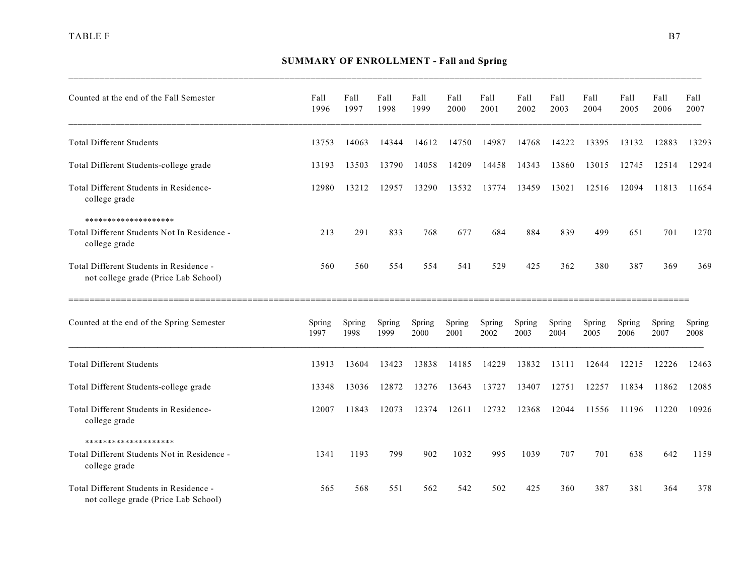TABLE F

## SUMMARY OF ENROLLMENT - Fall and Spring

| Counted at the end of the Fall Semester | Fall 1996 | Fall 1997 | Fall 1998 | Fall 1999 | Fall 2000 | Fall 2001 | Fall 2002 | Fall 2003 | Fall 2004 | Fall 2005 | Fall 2006 | Fall 2007 |
|---|---|---|---|---|---|---|---|---|---|---|---|---|
| Total Different Students | 13753 | 14063 | 14344 | 14612 | 14750 | 14987 | 14768 | 14222 | 13395 | 13132 | 12883 | 13293 |
| Total Different Students-college grade | 13193 | 13503 | 13790 | 14058 | 14209 | 14458 | 14343 | 13860 | 13015 | 12745 | 12514 | 12924 |
| Total Different Students in Residence-college grade | 12980 | 13212 | 12957 | 13290 | 13532 | 13774 | 13459 | 13021 | 12516 | 12094 | 11813 | 11654 |
| ******************** | | | | | | | | | | | | |
| Total Different Students Not In Residence - college grade | 213 | 291 | 833 | 768 | 677 | 684 | 884 | 839 | 499 | 651 | 701 | 1270 |
| Total Different Students in Residence - not college grade (Price Lab School) | 560 | 560 | 554 | 554 | 541 | 529 | 425 | 362 | 380 | 387 | 369 | 369 |

| Counted at the end of the Spring Semester | Spring 1997 | Spring 1998 | Spring 1999 | Spring 2000 | Spring 2001 | Spring 2002 | Spring 2003 | Spring 2004 | Spring 2005 | Spring 2006 | Spring 2007 | Spring 2008 |
|---|---|---|---|---|---|---|---|---|---|---|---|---|
| Total Different Students | 13913 | 13604 | 13423 | 13838 | 14185 | 14229 | 13832 | 13111 | 12644 | 12215 | 12226 | 12463 |
| Total Different Students-college grade | 13348 | 13036 | 12872 | 13276 | 13643 | 13727 | 13407 | 12751 | 12257 | 11834 | 11862 | 12085 |
| Total Different Students in Residence-college grade | 12007 | 11843 | 12073 | 12374 | 12611 | 12732 | 12368 | 12044 | 11556 | 11196 | 11220 | 10926 |
| ******************** | | | | | | | | | | | | |
| Total Different Students Not in Residence - college grade | 1341 | 1193 | 799 | 902 | 1032 | 995 | 1039 | 707 | 701 | 638 | 642 | 1159 |
| Total Different Students in Residence - not college grade (Price Lab School) | 565 | 568 | 551 | 562 | 542 | 502 | 425 | 360 | 387 | 381 | 364 | 378 |